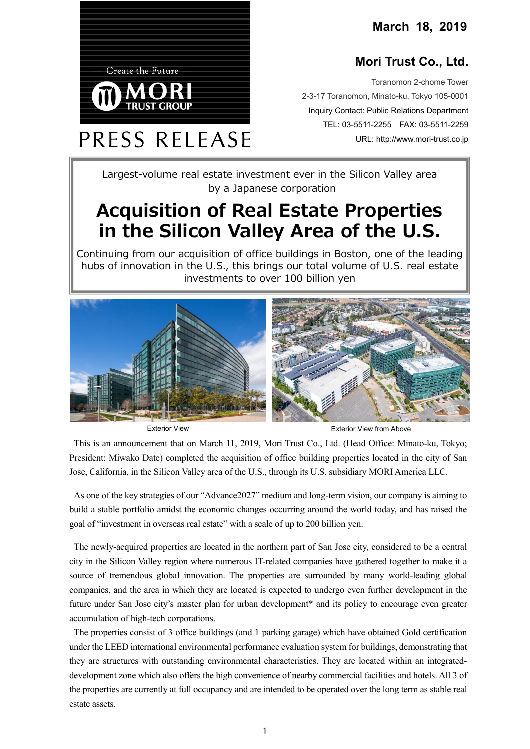PRESS RELEASE

March 18, 2019

**Mori Trust Co., Ltd.**

Toranomon 2-chome Tower
2-3-17 Toranomon, Minato-ku, Tokyo 105-0001
Inquiry Contact: Public Relations Department
TEL: 03-5511-2255 FAX: 03-5511-2259
URL: http://www.mori-trust.co.jp

Largest-volume real estate investment ever in the Silicon Valley area by a Japanese corporation

# Acquisition of Real Estate Properties in the Silicon Valley Area of the U.S.

Continuing from our acquisition of office buildings in Boston, one of the leading hubs of innovation in the U.S., this brings our total volume of U.S. real estate investments to over 100 billion yen

Exterior View

Exterior View from Above

This is an announcement that on March 11, 2019, Mori Trust Co., Ltd. (Head Office: Minato-ku, Tokyo; President: Miwako Date) completed the acquisition of office building properties located in the city of San Jose, California, in the Silicon Valley area of the U.S., through its U.S. subsidiary MORI America LLC.

As one of the key strategies of our "Advance2027" medium and long-term vision, our company is aiming to build a stable portfolio amidst the economic changes occurring around the world today, and has raised the goal of "investment in overseas real estate" with a scale of up to 200 billion yen.

The newly-acquired properties are located in the northern part of San Jose city, considered to be a central city in the Silicon Valley region where numerous IT-related companies have gathered together to make it a source of tremendous global innovation. The properties are surrounded by many world-leading global companies, and the area in which they are located is expected to undergo even further development in the future under San Jose city's master plan for urban development* and its policy to encourage even greater accumulation of high-tech corporations.

The properties consist of 3 office buildings (and 1 parking garage) which have obtained Gold certification under the LEED international environmental performance evaluation system for buildings, demonstrating that they are structures with outstanding environmental characteristics. They are located within an integrated-development zone which also offers the high convenience of nearby commercial facilities and hotels. All 3 of the properties are currently at full occupancy and are intended to be operated over the long term as stable real estate assets.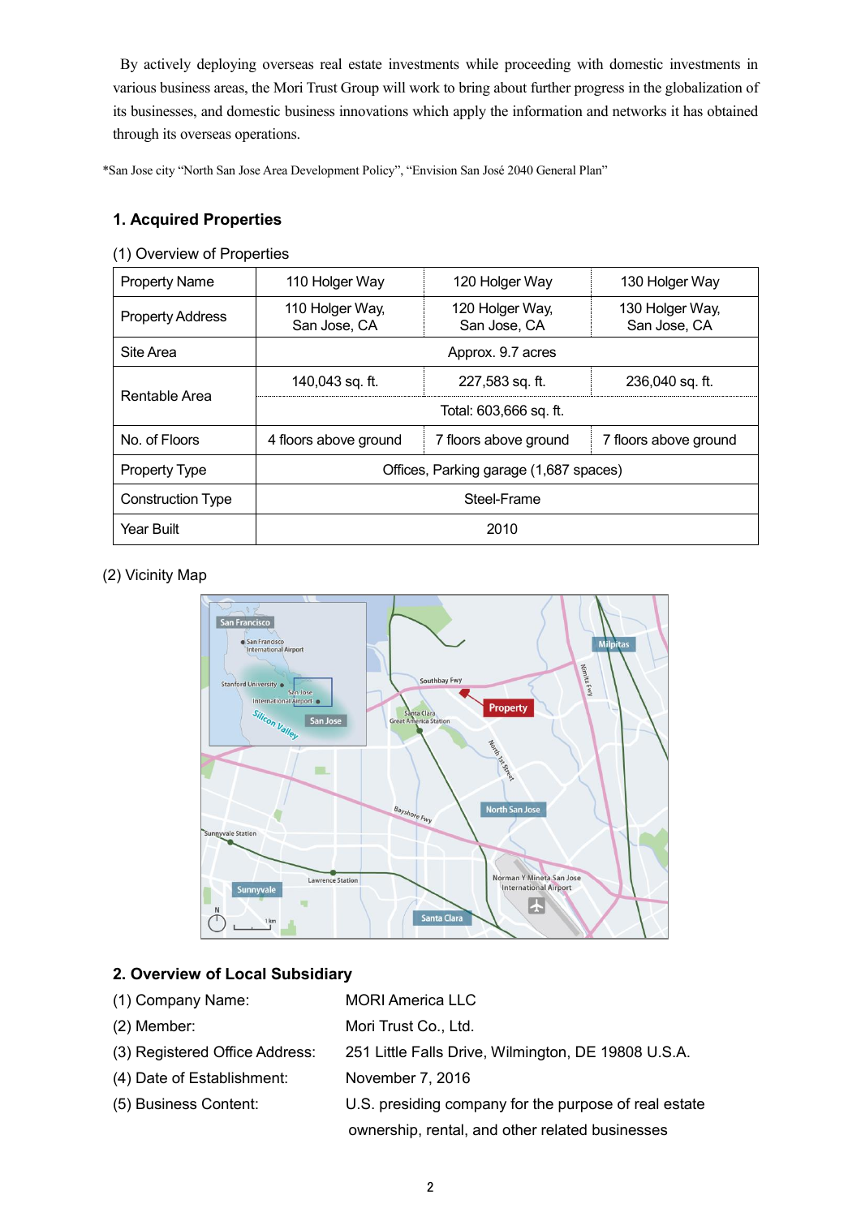By actively deploying overseas real estate investments while proceeding with domestic investments in various business areas, the Mori Trust Group will work to bring about further progress in the globalization of its businesses, and domestic business innovations which apply the information and networks it has obtained through its overseas operations.

*San Jose city "North San Jose Area Development Policy", "Envision San José 2040 General Plan"

## 1. Acquired Properties

(1) Overview of Properties

| | | | |
|---|---|---|---|
| Property Name | 110 Holger Way | 120 Holger Way | 130 Holger Way |
| Property Address | 110 Holger Way, San Jose, CA | 120 Holger Way, San Jose, CA | 130 Holger Way, San Jose, CA |
| Site Area | Approx. 9.7 acres | | |
| Rentable Area | 140,043 sq. ft. | 227,583 sq. ft. | 236,040 sq. ft. |
| | Total: 603,666 sq. ft. | | |
| No. of Floors | 4 floors above ground | 7 floors above ground | 7 floors above ground |
| Property Type | Offices, Parking garage (1,687 spaces) | | |
| Construction Type | Steel-Frame | | |
| Year Built | 2010 | | |

(2) Vicinity Map

San Francisco
San Francisco International Airport
Stanford University
San Jose International Airport
Silicon Valley
San Jose
Milpitas
Southbay Fwy
Property
Santa Clara Great America Station
Nimitz Fwy
North 1st Street
North San Jose
Bayshore Fwy
Sunnyvale Station
Lawrence Station
Norman Y Mineta San Jose International Airport
Sunnyvale
Santa Clara
N
1 km

## 2. Overview of Local Subsidiary

(1) Company Name: MORI America LLC

(2) Member: Mori Trust Co., Ltd.

(3) Registered Office Address: 251 Little Falls Drive, Wilmington, DE 19808 U.S.A.

(4) Date of Establishment: November 7, 2016

(5) Business Content: U.S. presiding company for the purpose of real estate ownership, rental, and other related businesses